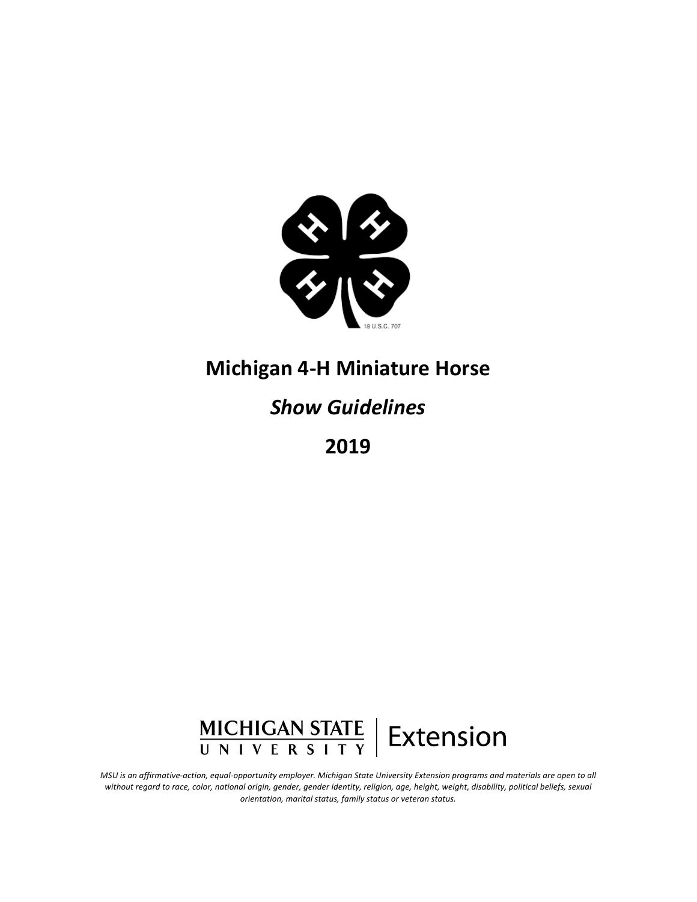18 U.S.C. 707

# Michigan 4-H Miniature Horse

## *Show Guidelines*

## 2019

MICHIGAN STATE UNIVERSITY | Extension

*MSU is an affirmative-action, equal-opportunity employer. Michigan State University Extension programs and materials are open to all without regard to race, color, national origin, gender, gender identity, religion, age, height, weight, disability, political beliefs, sexual orientation, marital status, family status or veteran status.*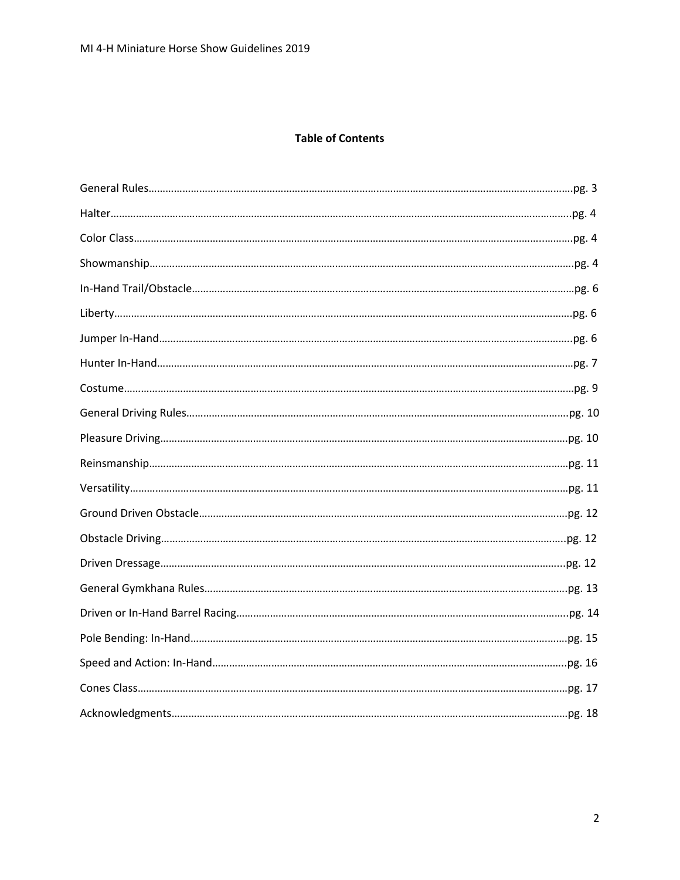## Table of Contents

General Rules…………………………………………………………………………pg. 3

Halter…………………………………………………………………………………pg. 4

Color Class……………………………………………………………………………pg. 4

Showmanship…………………………………………………………………………pg. 4

In-Hand Trail/Obstacle………………………………………………………………pg. 6

Liberty…………………………………………………………………………………pg. 6

Jumper In-Hand………………………………………………………………………pg. 6

Hunter In-Hand………………………………………………………………………pg. 7

Costume………………………………………………………………………………pg. 9

General Driving Rules………………………………………………………………pg. 10

Pleasure Driving……………………………………………………………………pg. 10

Reinsmanship…………………………………………………………………………pg. 11

Versatility……………………………………………………………………………pg. 11

Ground Driven Obstacle……………………………………………………………pg. 12

Obstacle Driving……………………………………………………………………pg. 12

Driven Dressage……………………………………………………………………pg. 12

General Gymkhana Rules…………………………………………………………pg. 13

Driven or In-Hand Barrel Racing…………………………………………………pg. 14

Pole Bending: In-Hand……………………………………………………………pg. 15

Speed and Action: In-Hand………………………………………………………pg. 16

Cones Class…………………………………………………………………………pg. 17

Acknowledgments……………………………………………………………………pg. 18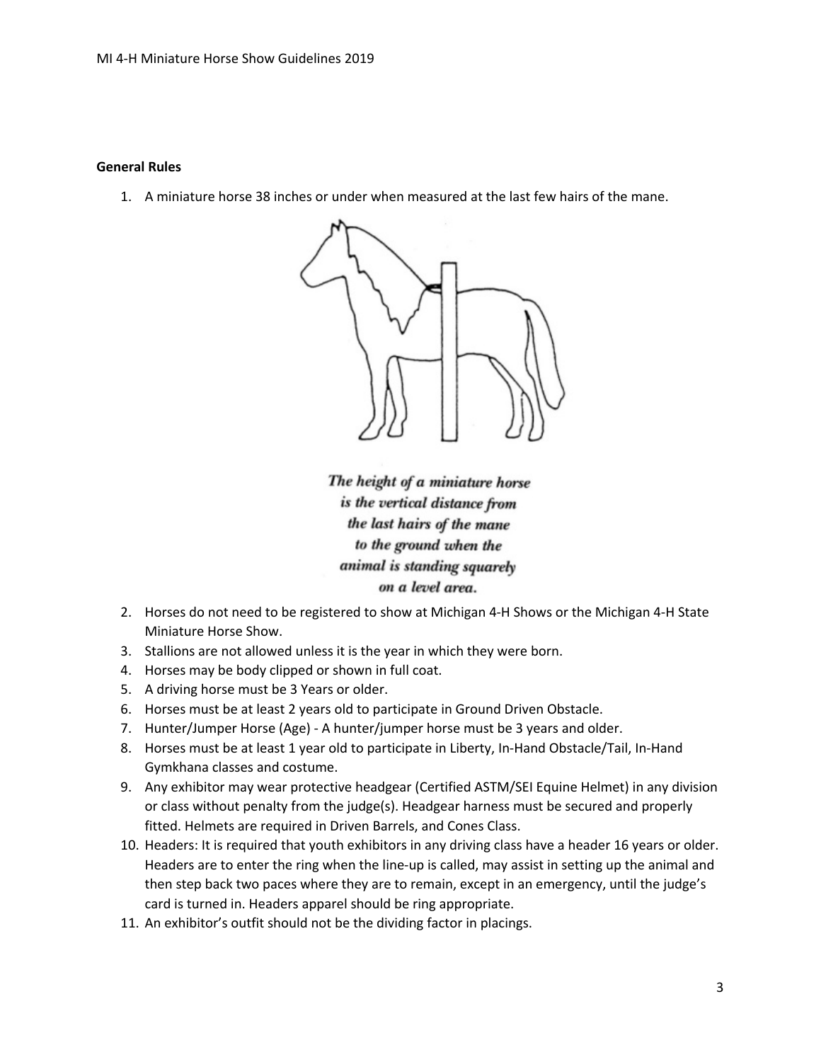**General Rules**

1. A miniature horse 38 inches or under when measured at the last few hairs of the mane.

*The height of a miniature horse is the vertical distance from the last hairs of the mane to the ground when the animal is standing squarely on a level area.*

2. Horses do not need to be registered to show at Michigan 4-H Shows or the Michigan 4-H State Miniature Horse Show.
3. Stallions are not allowed unless it is the year in which they were born.
4. Horses may be body clipped or shown in full coat.
5. A driving horse must be 3 Years or older.
6. Horses must be at least 2 years old to participate in Ground Driven Obstacle.
7. Hunter/Jumper Horse (Age) - A hunter/jumper horse must be 3 years and older.
8. Horses must be at least 1 year old to participate in Liberty, In-Hand Obstacle/Tail, In-Hand Gymkhana classes and costume.
9. Any exhibitor may wear protective headgear (Certified ASTM/SEI Equine Helmet) in any division or class without penalty from the judge(s). Headgear harness must be secured and properly fitted. Helmets are required in Driven Barrels, and Cones Class.
10. Headers: It is required that youth exhibitors in any driving class have a header 16 years or older. Headers are to enter the ring when the line-up is called, may assist in setting up the animal and then step back two paces where they are to remain, except in an emergency, until the judge's card is turned in. Headers apparel should be ring appropriate.
11. An exhibitor's outfit should not be the dividing factor in placings.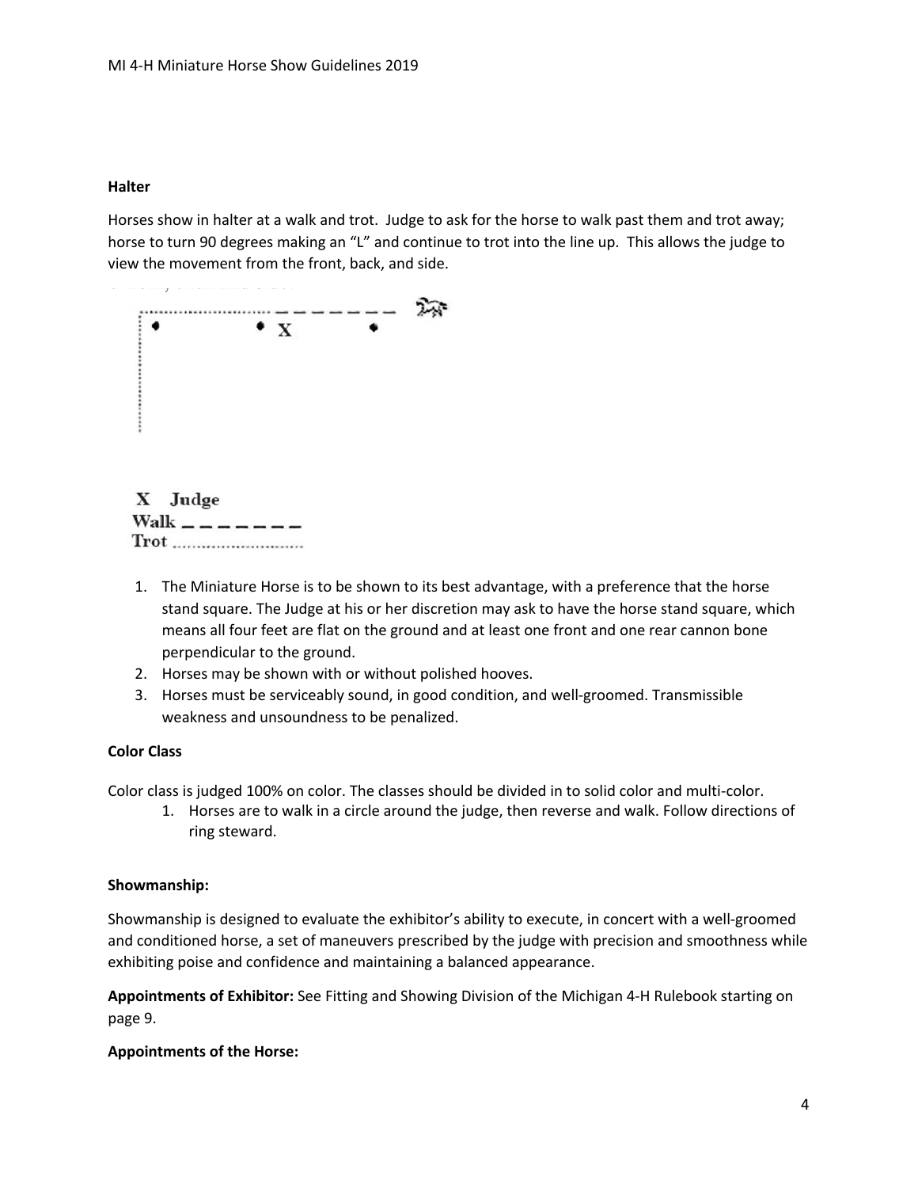### Halter

Horses show in halter at a walk and trot. Judge to ask for the horse to walk past them and trot away; horse to turn 90 degrees making an "L" and continue to trot into the line up. This allows the judge to view the movement from the front, back, and side.

X Judge
Walk _ _ _ _ _ _ _
Trot ..........................

1. The Miniature Horse is to be shown to its best advantage, with a preference that the horse stand square. The Judge at his or her discretion may ask to have the horse stand square, which means all four feet are flat on the ground and at least one front and one rear cannon bone perpendicular to the ground.
2. Horses may be shown with or without polished hooves.
3. Horses must be serviceably sound, in good condition, and well-groomed. Transmissible weakness and unsoundness to be penalized.

### Color Class

Color class is judged 100% on color. The classes should be divided in to solid color and multi-color.

1. Horses are to walk in a circle around the judge, then reverse and walk. Follow directions of ring steward.

### Showmanship:

Showmanship is designed to evaluate the exhibitor's ability to execute, in concert with a well-groomed and conditioned horse, a set of maneuvers prescribed by the judge with precision and smoothness while exhibiting poise and confidence and maintaining a balanced appearance.

**Appointments of Exhibitor:** See Fitting and Showing Division of the Michigan 4-H Rulebook starting on page 9.

**Appointments of the Horse:**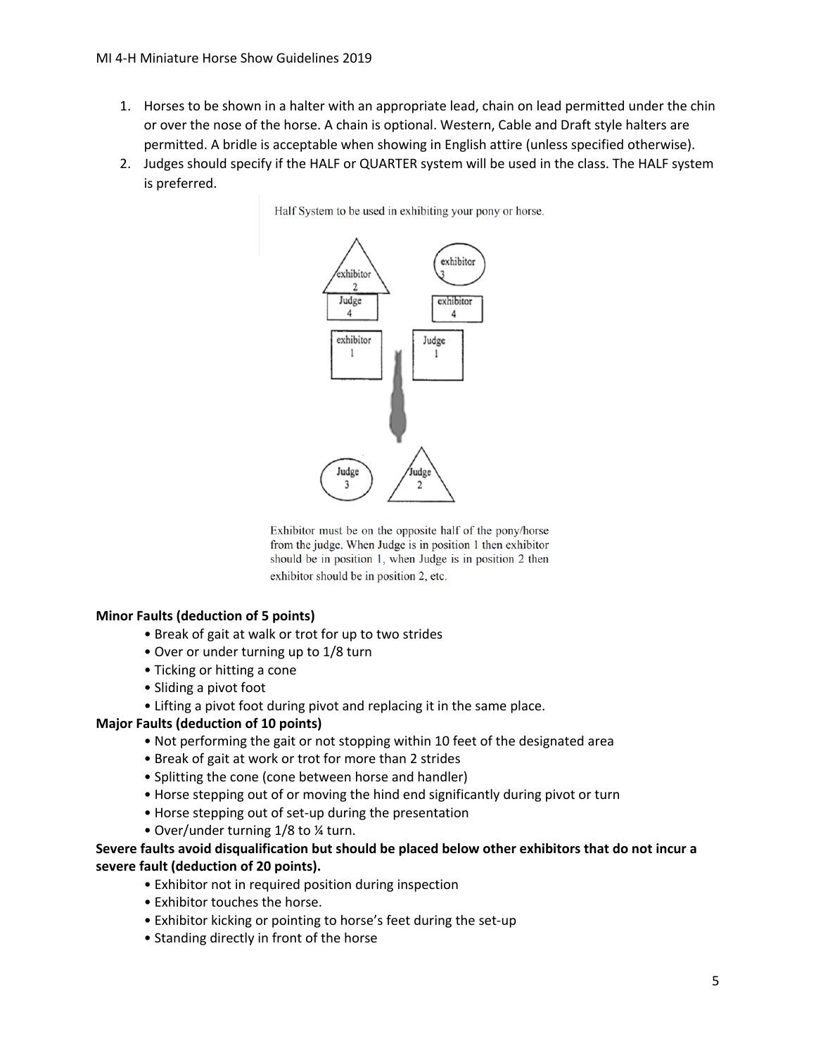1. Horses to be shown in a halter with an appropriate lead, chain on lead permitted under the chin or over the nose of the horse. A chain is optional. Western, Cable and Draft style halters are permitted. A bridle is acceptable when showing in English attire (unless specified otherwise).
2. Judges should specify if the HALF or QUARTER system will be used in the class. The HALF system is preferred.

Half System to be used in exhibiting your pony or horse.

exhibitor 2 | exhibitor 3
Judge 4 | exhibitor 4
exhibitor 1 | Judge 1
Judge 3 | Judge 2

Exhibitor must be on the opposite half of the pony/horse from the judge. When Judge is in position 1 then exhibitor should be in position 1, when Judge is in position 2 then exhibitor should be in position 2, etc.

**Minor Faults (deduction of 5 points)**

- Break of gait at walk or trot for up to two strides
- Over or under turning up to 1/8 turn
- Ticking or hitting a cone
- Sliding a pivot foot
- Lifting a pivot foot during pivot and replacing it in the same place.

**Major Faults (deduction of 10 points)**

- Not performing the gait or not stopping within 10 feet of the designated area
- Break of gait at work or trot for more than 2 strides
- Splitting the cone (cone between horse and handler)
- Horse stepping out of or moving the hind end significantly during pivot or turn
- Horse stepping out of set-up during the presentation
- Over/under turning 1/8 to ¼ turn.

**Severe faults avoid disqualification but should be placed below other exhibitors that do not incur a severe fault (deduction of 20 points).**

- Exhibitor not in required position during inspection
- Exhibitor touches the horse.
- Exhibitor kicking or pointing to horse's feet during the set-up
- Standing directly in front of the horse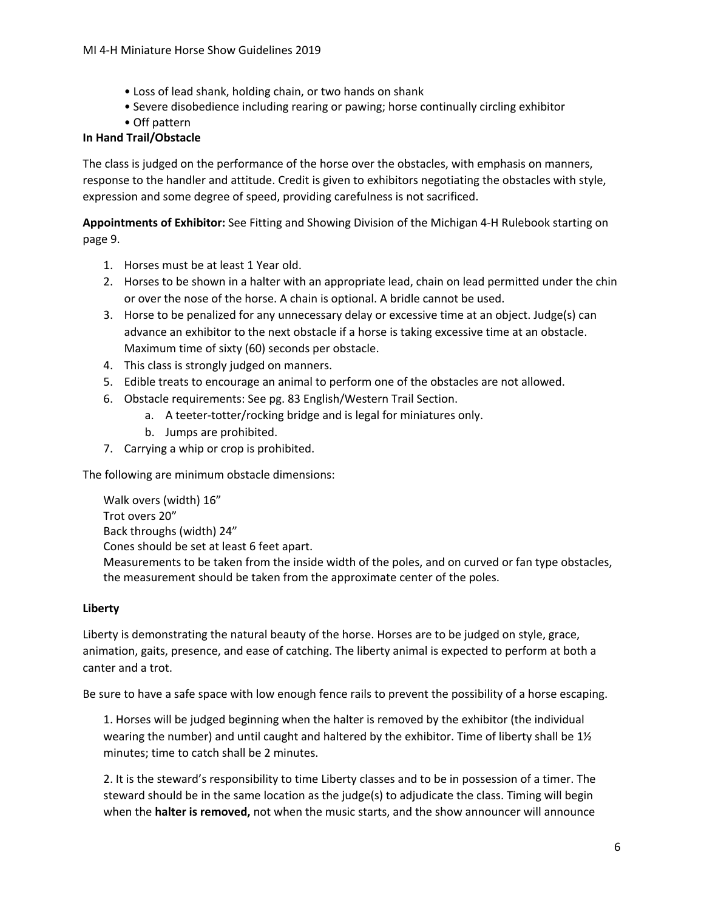- Loss of lead shank, holding chain, or two hands on shank
- Severe disobedience including rearing or pawing; horse continually circling exhibitor
- Off pattern

**In Hand Trail/Obstacle**

The class is judged on the performance of the horse over the obstacles, with emphasis on manners, response to the handler and attitude. Credit is given to exhibitors negotiating the obstacles with style, expression and some degree of speed, providing carefulness is not sacrificed.

**Appointments of Exhibitor:** See Fitting and Showing Division of the Michigan 4-H Rulebook starting on page 9.

1. Horses must be at least 1 Year old.
2. Horses to be shown in a halter with an appropriate lead, chain on lead permitted under the chin or over the nose of the horse. A chain is optional. A bridle cannot be used.
3. Horse to be penalized for any unnecessary delay or excessive time at an object. Judge(s) can advance an exhibitor to the next obstacle if a horse is taking excessive time at an obstacle. Maximum time of sixty (60) seconds per obstacle.
4. This class is strongly judged on manners.
5. Edible treats to encourage an animal to perform one of the obstacles are not allowed.
6. Obstacle requirements: See pg. 83 English/Western Trail Section.
   a. A teeter-totter/rocking bridge and is legal for miniatures only.
   b. Jumps are prohibited.
7. Carrying a whip or crop is prohibited.

The following are minimum obstacle dimensions:

Walk overs (width) 16”
Trot overs 20”
Back throughs (width) 24”
Cones should be set at least 6 feet apart.
Measurements to be taken from the inside width of the poles, and on curved or fan type obstacles, the measurement should be taken from the approximate center of the poles.

**Liberty**

Liberty is demonstrating the natural beauty of the horse. Horses are to be judged on style, grace, animation, gaits, presence, and ease of catching. The liberty animal is expected to perform at both a canter and a trot.

Be sure to have a safe space with low enough fence rails to prevent the possibility of a horse escaping.

1. Horses will be judged beginning when the halter is removed by the exhibitor (the individual wearing the number) and until caught and haltered by the exhibitor. Time of liberty shall be 1½ minutes; time to catch shall be 2 minutes.

2. It is the steward’s responsibility to time Liberty classes and to be in possession of a timer. The steward should be in the same location as the judge(s) to adjudicate the class. Timing will begin when the **halter is removed,** not when the music starts, and the show announcer will announce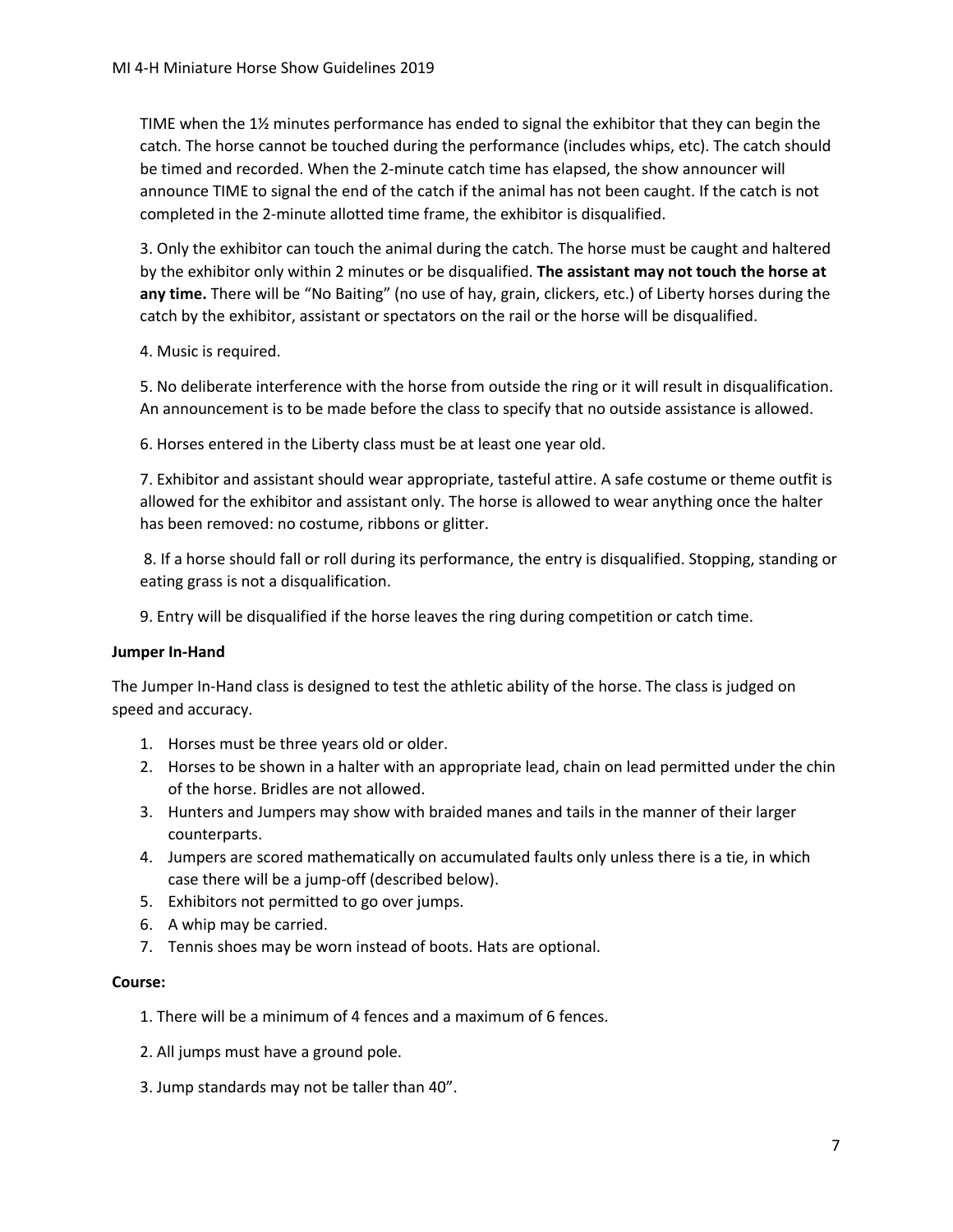TIME when the 1½ minutes performance has ended to signal the exhibitor that they can begin the catch. The horse cannot be touched during the performance (includes whips, etc). The catch should be timed and recorded. When the 2-minute catch time has elapsed, the show announcer will announce TIME to signal the end of the catch if the animal has not been caught. If the catch is not completed in the 2-minute allotted time frame, the exhibitor is disqualified.

3. Only the exhibitor can touch the animal during the catch. The horse must be caught and haltered by the exhibitor only within 2 minutes or be disqualified. **The assistant may not touch the horse at any time.** There will be "No Baiting" (no use of hay, grain, clickers, etc.) of Liberty horses during the catch by the exhibitor, assistant or spectators on the rail or the horse will be disqualified.

4. Music is required.

5. No deliberate interference with the horse from outside the ring or it will result in disqualification. An announcement is to be made before the class to specify that no outside assistance is allowed.

6. Horses entered in the Liberty class must be at least one year old.

7. Exhibitor and assistant should wear appropriate, tasteful attire. A safe costume or theme outfit is allowed for the exhibitor and assistant only. The horse is allowed to wear anything once the halter has been removed: no costume, ribbons or glitter.

8. If a horse should fall or roll during its performance, the entry is disqualified. Stopping, standing or eating grass is not a disqualification.

9. Entry will be disqualified if the horse leaves the ring during competition or catch time.

**Jumper In-Hand**

The Jumper In-Hand class is designed to test the athletic ability of the horse. The class is judged on speed and accuracy.

1. Horses must be three years old or older.
2. Horses to be shown in a halter with an appropriate lead, chain on lead permitted under the chin of the horse. Bridles are not allowed.
3. Hunters and Jumpers may show with braided manes and tails in the manner of their larger counterparts.
4. Jumpers are scored mathematically on accumulated faults only unless there is a tie, in which case there will be a jump-off (described below).
5. Exhibitors not permitted to go over jumps.
6. A whip may be carried.
7. Tennis shoes may be worn instead of boots. Hats are optional.

**Course:**

1. There will be a minimum of 4 fences and a maximum of 6 fences.

2. All jumps must have a ground pole.

3. Jump standards may not be taller than 40".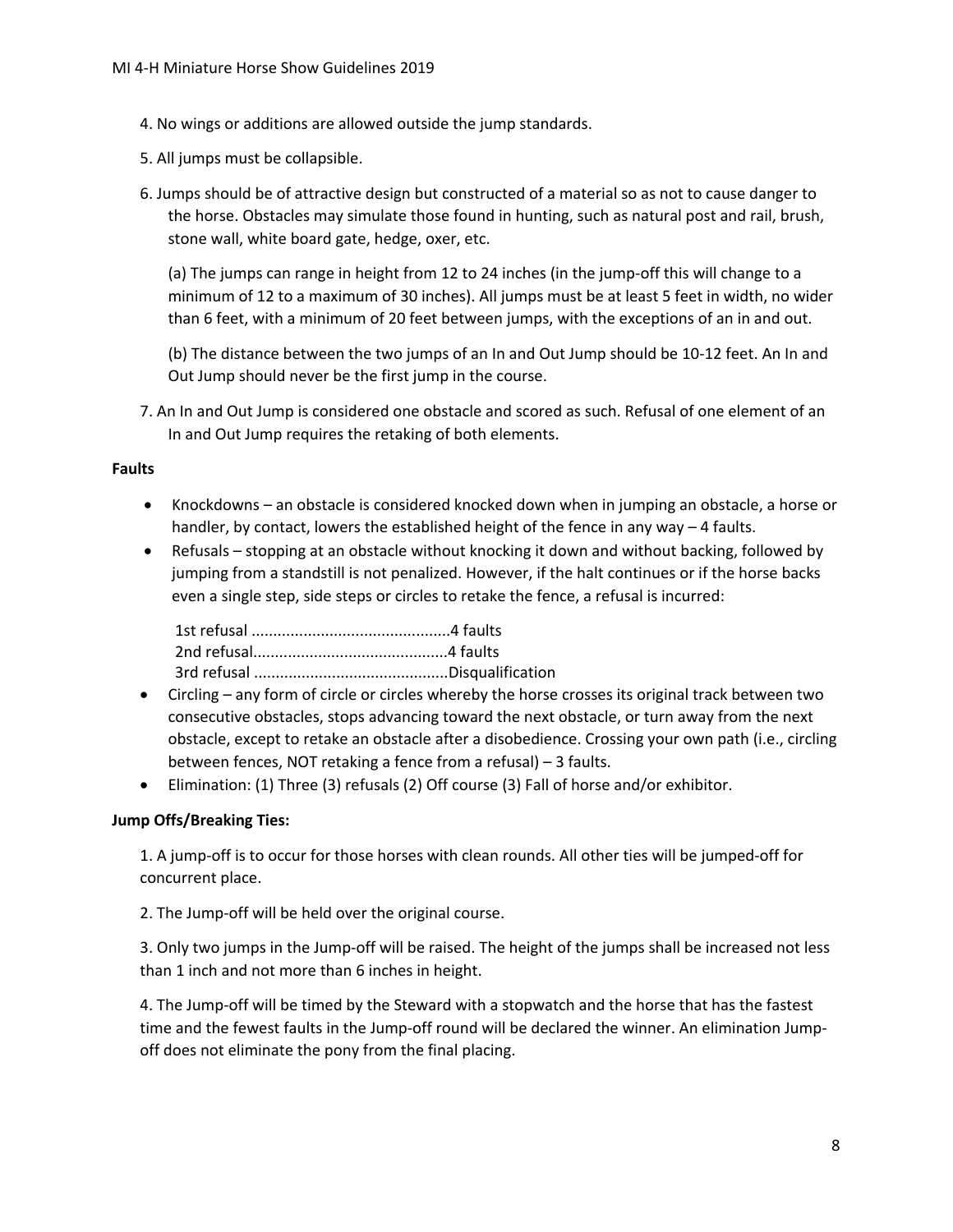4. No wings or additions are allowed outside the jump standards.

5. All jumps must be collapsible.

6. Jumps should be of attractive design but constructed of a material so as not to cause danger to the horse. Obstacles may simulate those found in hunting, such as natural post and rail, brush, stone wall, white board gate, hedge, oxer, etc.

   (a) The jumps can range in height from 12 to 24 inches (in the jump-off this will change to a minimum of 12 to a maximum of 30 inches). All jumps must be at least 5 feet in width, no wider than 6 feet, with a minimum of 20 feet between jumps, with the exceptions of an in and out.

   (b) The distance between the two jumps of an In and Out Jump should be 10-12 feet. An In and Out Jump should never be the first jump in the course.

7. An In and Out Jump is considered one obstacle and scored as such. Refusal of one element of an In and Out Jump requires the retaking of both elements.

**Faults**

- Knockdowns – an obstacle is considered knocked down when in jumping an obstacle, a horse or handler, by contact, lowers the established height of the fence in any way – 4 faults.
- Refusals – stopping at an obstacle without knocking it down and without backing, followed by jumping from a standstill is not penalized. However, if the halt continues or if the horse backs even a single step, side steps or circles to retake the fence, a refusal is incurred:

  1st refusal ..............................................4 faults
  2nd refusal.............................................4 faults
  3rd refusal .............................................Disqualification
- Circling – any form of circle or circles whereby the horse crosses its original track between two consecutive obstacles, stops advancing toward the next obstacle, or turn away from the next obstacle, except to retake an obstacle after a disobedience. Crossing your own path (i.e., circling between fences, NOT retaking a fence from a refusal) – 3 faults.
- Elimination: (1) Three (3) refusals (2) Off course (3) Fall of horse and/or exhibitor.

**Jump Offs/Breaking Ties:**

1. A jump-off is to occur for those horses with clean rounds. All other ties will be jumped-off for concurrent place.

2. The Jump-off will be held over the original course.

3. Only two jumps in the Jump-off will be raised. The height of the jumps shall be increased not less than 1 inch and not more than 6 inches in height.

4. The Jump-off will be timed by the Steward with a stopwatch and the horse that has the fastest time and the fewest faults in the Jump-off round will be declared the winner. An elimination Jump-off does not eliminate the pony from the final placing.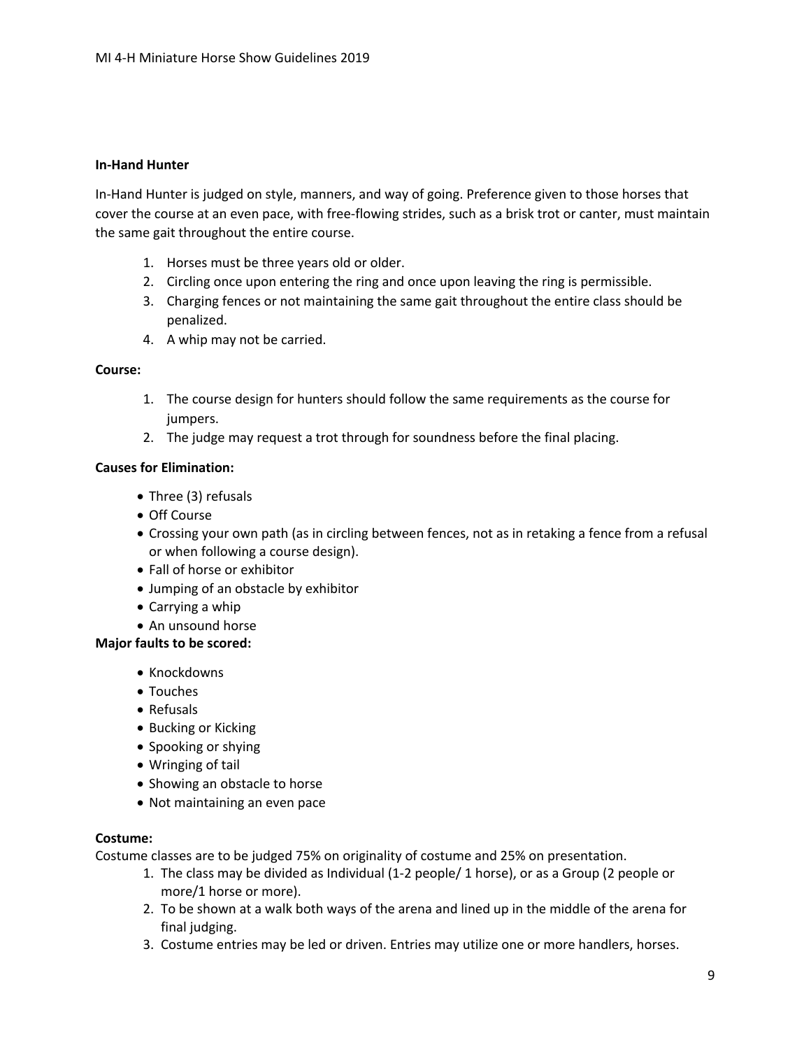**In-Hand Hunter**

In-Hand Hunter is judged on style, manners, and way of going. Preference given to those horses that cover the course at an even pace, with free-flowing strides, such as a brisk trot or canter, must maintain the same gait throughout the entire course.

1. Horses must be three years old or older.
2. Circling once upon entering the ring and once upon leaving the ring is permissible.
3. Charging fences or not maintaining the same gait throughout the entire class should be penalized.
4. A whip may not be carried.

**Course:**

1. The course design for hunters should follow the same requirements as the course for jumpers.
2. The judge may request a trot through for soundness before the final placing.

**Causes for Elimination:**

- Three (3) refusals
- Off Course
- Crossing your own path (as in circling between fences, not as in retaking a fence from a refusal or when following a course design).
- Fall of horse or exhibitor
- Jumping of an obstacle by exhibitor
- Carrying a whip
- An unsound horse

**Major faults to be scored:**

- Knockdowns
- Touches
- Refusals
- Bucking or Kicking
- Spooking or shying
- Wringing of tail
- Showing an obstacle to horse
- Not maintaining an even pace

**Costume:**

Costume classes are to be judged 75% on originality of costume and 25% on presentation.

1. The class may be divided as Individual (1-2 people/ 1 horse), or as a Group (2 people or more/1 horse or more).
2. To be shown at a walk both ways of the arena and lined up in the middle of the arena for final judging.
3. Costume entries may be led or driven. Entries may utilize one or more handlers, horses.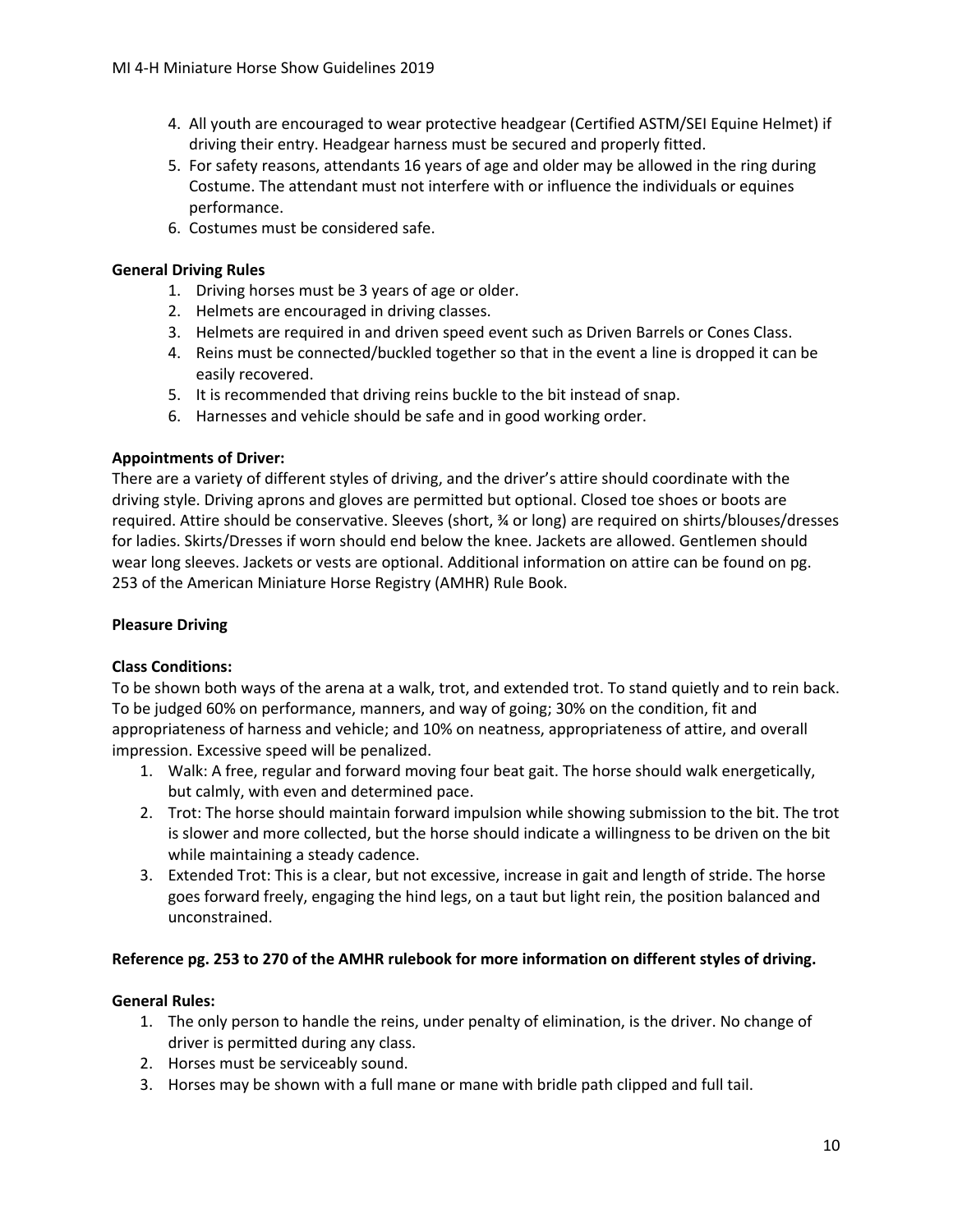4. All youth are encouraged to wear protective headgear (Certified ASTM/SEI Equine Helmet) if driving their entry. Headgear harness must be secured and properly fitted.
5. For safety reasons, attendants 16 years of age and older may be allowed in the ring during Costume. The attendant must not interfere with or influence the individuals or equines performance.
6. Costumes must be considered safe.

**General Driving Rules**

1. Driving horses must be 3 years of age or older.
2. Helmets are encouraged in driving classes.
3. Helmets are required in and driven speed event such as Driven Barrels or Cones Class.
4. Reins must be connected/buckled together so that in the event a line is dropped it can be easily recovered.
5. It is recommended that driving reins buckle to the bit instead of snap.
6. Harnesses and vehicle should be safe and in good working order.

**Appointments of Driver:**

There are a variety of different styles of driving, and the driver's attire should coordinate with the driving style. Driving aprons and gloves are permitted but optional. Closed toe shoes or boots are required. Attire should be conservative. Sleeves (short, ¾ or long) are required on shirts/blouses/dresses for ladies. Skirts/Dresses if worn should end below the knee. Jackets are allowed. Gentlemen should wear long sleeves. Jackets or vests are optional. Additional information on attire can be found on pg. 253 of the American Miniature Horse Registry (AMHR) Rule Book.

**Pleasure Driving**

**Class Conditions:**

To be shown both ways of the arena at a walk, trot, and extended trot. To stand quietly and to rein back. To be judged 60% on performance, manners, and way of going; 30% on the condition, fit and appropriateness of harness and vehicle; and 10% on neatness, appropriateness of attire, and overall impression. Excessive speed will be penalized.

1. Walk: A free, regular and forward moving four beat gait. The horse should walk energetically, but calmly, with even and determined pace.
2. Trot: The horse should maintain forward impulsion while showing submission to the bit. The trot is slower and more collected, but the horse should indicate a willingness to be driven on the bit while maintaining a steady cadence.
3. Extended Trot: This is a clear, but not excessive, increase in gait and length of stride. The horse goes forward freely, engaging the hind legs, on a taut but light rein, the position balanced and unconstrained.

**Reference pg. 253 to 270 of the AMHR rulebook for more information on different styles of driving.**

**General Rules:**

1. The only person to handle the reins, under penalty of elimination, is the driver. No change of driver is permitted during any class.
2. Horses must be serviceably sound.
3. Horses may be shown with a full mane or mane with bridle path clipped and full tail.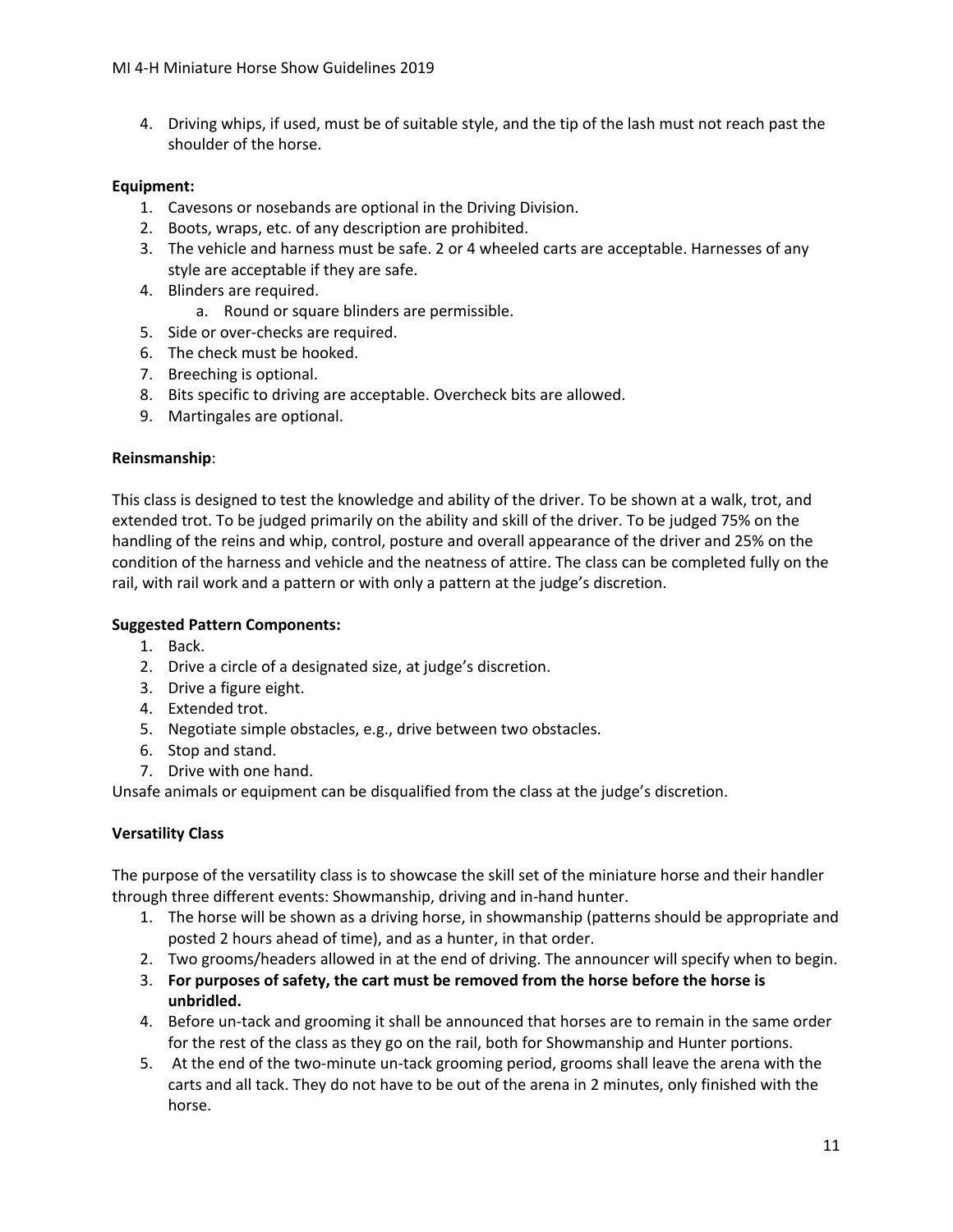4. Driving whips, if used, must be of suitable style, and the tip of the lash must not reach past the shoulder of the horse.

**Equipment:**

1. Cavesons or nosebands are optional in the Driving Division.
2. Boots, wraps, etc. of any description are prohibited.
3. The vehicle and harness must be safe. 2 or 4 wheeled carts are acceptable. Harnesses of any style are acceptable if they are safe.
4. Blinders are required.
   a. Round or square blinders are permissible.
5. Side or over-checks are required.
6. The check must be hooked.
7. Breeching is optional.
8. Bits specific to driving are acceptable. Overcheck bits are allowed.
9. Martingales are optional.

**Reinsmanship**:

This class is designed to test the knowledge and ability of the driver. To be shown at a walk, trot, and extended trot. To be judged primarily on the ability and skill of the driver. To be judged 75% on the handling of the reins and whip, control, posture and overall appearance of the driver and 25% on the condition of the harness and vehicle and the neatness of attire. The class can be completed fully on the rail, with rail work and a pattern or with only a pattern at the judge's discretion.

**Suggested Pattern Components:**

1. Back.
2. Drive a circle of a designated size, at judge's discretion.
3. Drive a figure eight.
4. Extended trot.
5. Negotiate simple obstacles, e.g., drive between two obstacles.
6. Stop and stand.
7. Drive with one hand.

Unsafe animals or equipment can be disqualified from the class at the judge's discretion.

**Versatility Class**

The purpose of the versatility class is to showcase the skill set of the miniature horse and their handler through three different events: Showmanship, driving and in-hand hunter.

1. The horse will be shown as a driving horse, in showmanship (patterns should be appropriate and posted 2 hours ahead of time), and as a hunter, in that order.
2. Two grooms/headers allowed in at the end of driving. The announcer will specify when to begin.
3. **For purposes of safety, the cart must be removed from the horse before the horse is unbridled.**
4. Before un-tack and grooming it shall be announced that horses are to remain in the same order for the rest of the class as they go on the rail, both for Showmanship and Hunter portions.
5. At the end of the two-minute un-tack grooming period, grooms shall leave the arena with the carts and all tack. They do not have to be out of the arena in 2 minutes, only finished with the horse.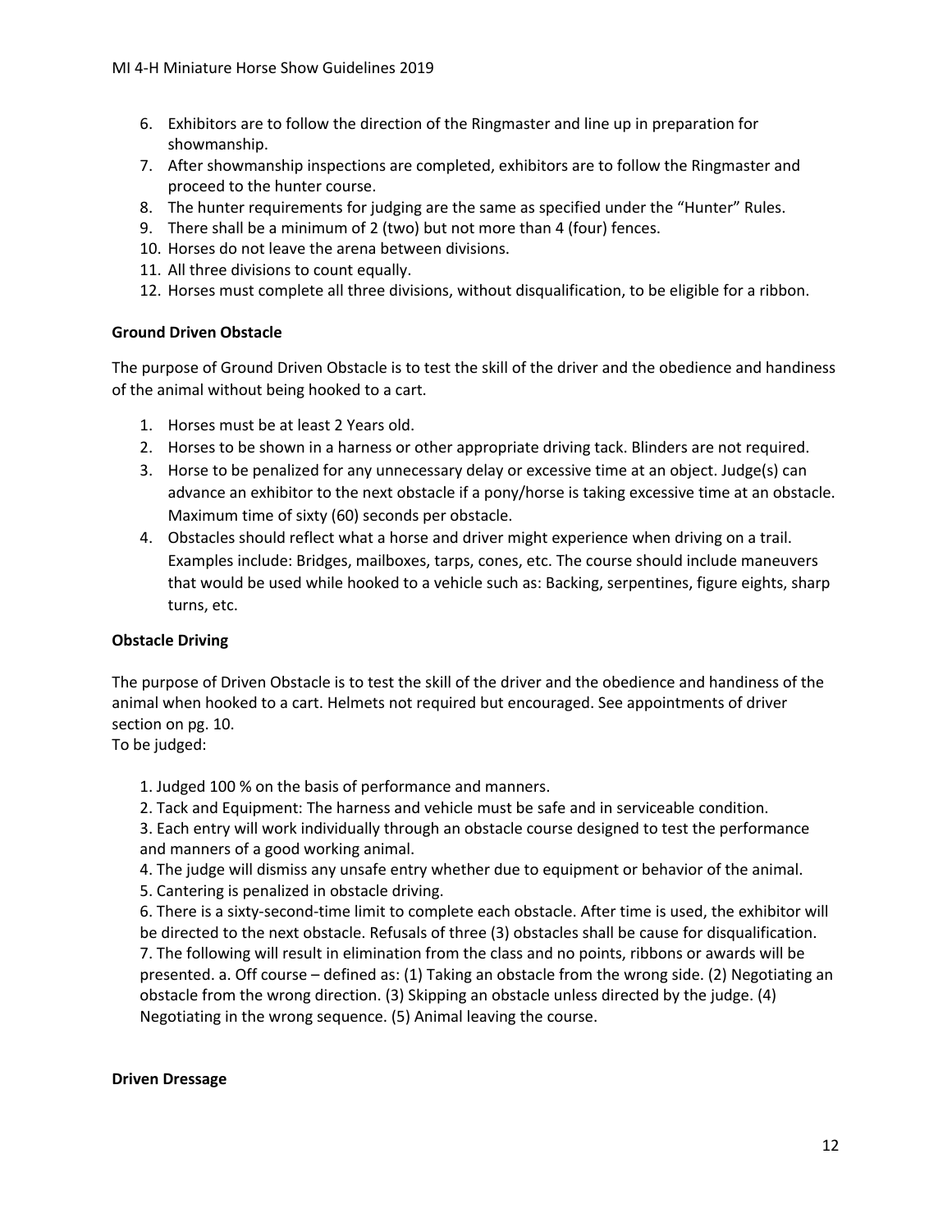6. Exhibitors are to follow the direction of the Ringmaster and line up in preparation for showmanship.
7. After showmanship inspections are completed, exhibitors are to follow the Ringmaster and proceed to the hunter course.
8. The hunter requirements for judging are the same as specified under the "Hunter" Rules.
9. There shall be a minimum of 2 (two) but not more than 4 (four) fences.
10. Horses do not leave the arena between divisions.
11. All three divisions to count equally.
12. Horses must complete all three divisions, without disqualification, to be eligible for a ribbon.

**Ground Driven Obstacle**

The purpose of Ground Driven Obstacle is to test the skill of the driver and the obedience and handiness of the animal without being hooked to a cart.

1. Horses must be at least 2 Years old.
2. Horses to be shown in a harness or other appropriate driving tack. Blinders are not required.
3. Horse to be penalized for any unnecessary delay or excessive time at an object. Judge(s) can advance an exhibitor to the next obstacle if a pony/horse is taking excessive time at an obstacle. Maximum time of sixty (60) seconds per obstacle.
4. Obstacles should reflect what a horse and driver might experience when driving on a trail. Examples include: Bridges, mailboxes, tarps, cones, etc. The course should include maneuvers that would be used while hooked to a vehicle such as: Backing, serpentines, figure eights, sharp turns, etc.

**Obstacle Driving**

The purpose of Driven Obstacle is to test the skill of the driver and the obedience and handiness of the animal when hooked to a cart. Helmets not required but encouraged. See appointments of driver section on pg. 10.
To be judged:

1. Judged 100 % on the basis of performance and manners.
2. Tack and Equipment: The harness and vehicle must be safe and in serviceable condition.
3. Each entry will work individually through an obstacle course designed to test the performance and manners of a good working animal.
4. The judge will dismiss any unsafe entry whether due to equipment or behavior of the animal.
5. Cantering is penalized in obstacle driving.
6. There is a sixty-second-time limit to complete each obstacle. After time is used, the exhibitor will be directed to the next obstacle. Refusals of three (3) obstacles shall be cause for disqualification.
7. The following will result in elimination from the class and no points, ribbons or awards will be presented. a. Off course – defined as: (1) Taking an obstacle from the wrong side. (2) Negotiating an obstacle from the wrong direction. (3) Skipping an obstacle unless directed by the judge. (4) Negotiating in the wrong sequence. (5) Animal leaving the course.

**Driven Dressage**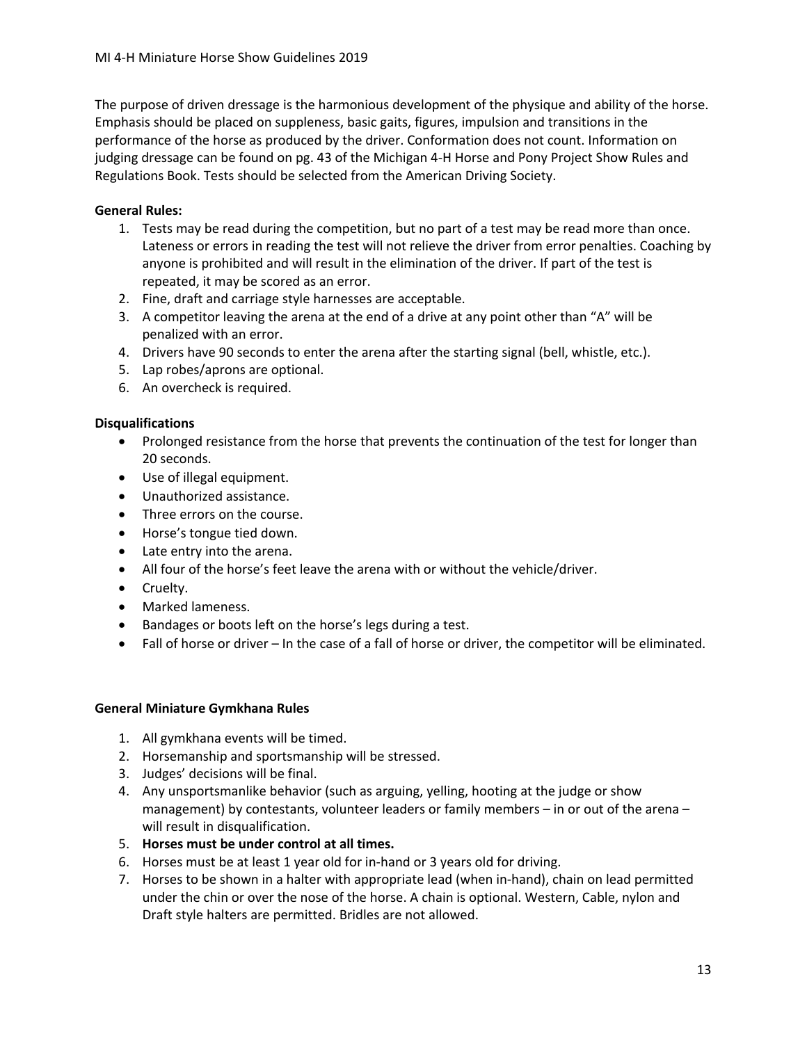The purpose of driven dressage is the harmonious development of the physique and ability of the horse. Emphasis should be placed on suppleness, basic gaits, figures, impulsion and transitions in the performance of the horse as produced by the driver. Conformation does not count. Information on judging dressage can be found on pg. 43 of the Michigan 4-H Horse and Pony Project Show Rules and Regulations Book. Tests should be selected from the American Driving Society.

**General Rules:**

1. Tests may be read during the competition, but no part of a test may be read more than once. Lateness or errors in reading the test will not relieve the driver from error penalties. Coaching by anyone is prohibited and will result in the elimination of the driver. If part of the test is repeated, it may be scored as an error.
2. Fine, draft and carriage style harnesses are acceptable.
3. A competitor leaving the arena at the end of a drive at any point other than "A" will be penalized with an error.
4. Drivers have 90 seconds to enter the arena after the starting signal (bell, whistle, etc.).
5. Lap robes/aprons are optional.
6. An overcheck is required.

**Disqualifications**

- Prolonged resistance from the horse that prevents the continuation of the test for longer than 20 seconds.
- Use of illegal equipment.
- Unauthorized assistance.
- Three errors on the course.
- Horse's tongue tied down.
- Late entry into the arena.
- All four of the horse's feet leave the arena with or without the vehicle/driver.
- Cruelty.
- Marked lameness.
- Bandages or boots left on the horse's legs during a test.
- Fall of horse or driver – In the case of a fall of horse or driver, the competitor will be eliminated.

**General Miniature Gymkhana Rules**

1. All gymkhana events will be timed.
2. Horsemanship and sportsmanship will be stressed.
3. Judges' decisions will be final.
4. Any unsportsmanlike behavior (such as arguing, yelling, hooting at the judge or show management) by contestants, volunteer leaders or family members – in or out of the arena – will result in disqualification.
5. **Horses must be under control at all times.**
6. Horses must be at least 1 year old for in-hand or 3 years old for driving.
7. Horses to be shown in a halter with appropriate lead (when in-hand), chain on lead permitted under the chin or over the nose of the horse. A chain is optional. Western, Cable, nylon and Draft style halters are permitted. Bridles are not allowed.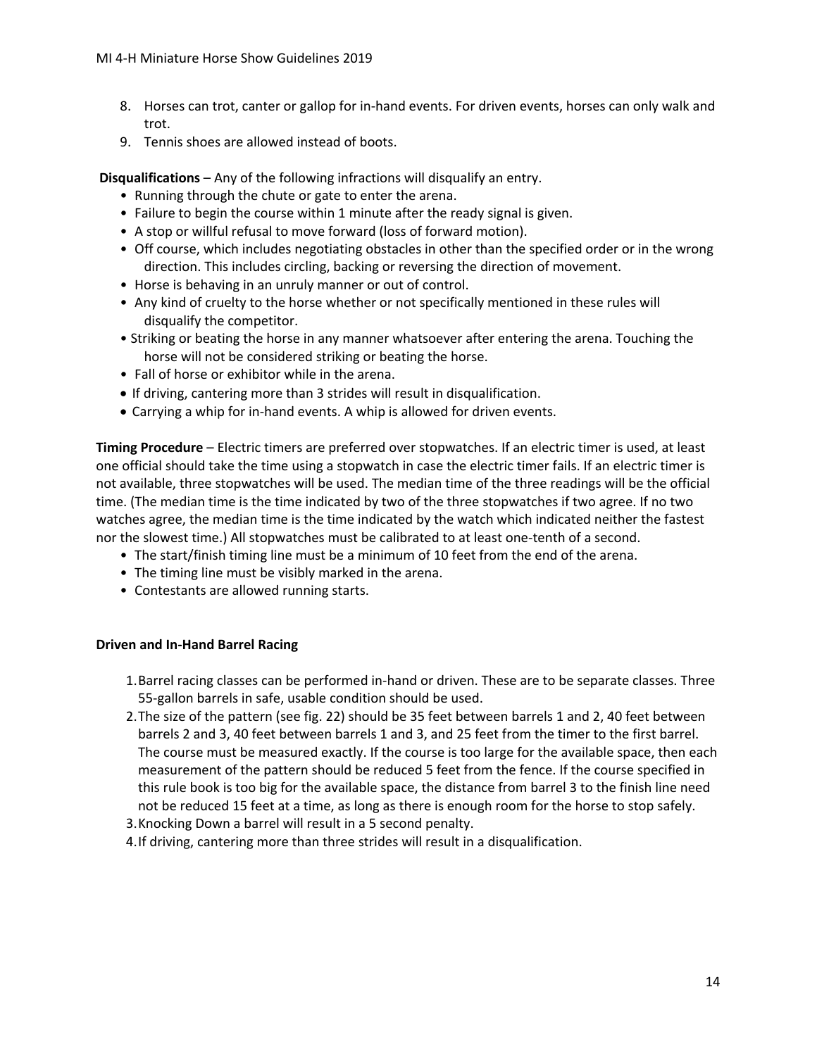8. Horses can trot, canter or gallop for in-hand events. For driven events, horses can only walk and trot.
9. Tennis shoes are allowed instead of boots.

**Disqualifications** – Any of the following infractions will disqualify an entry.

- Running through the chute or gate to enter the arena.
- Failure to begin the course within 1 minute after the ready signal is given.
- A stop or willful refusal to move forward (loss of forward motion).
- Off course, which includes negotiating obstacles in other than the specified order or in the wrong direction. This includes circling, backing or reversing the direction of movement.
- Horse is behaving in an unruly manner or out of control.
- Any kind of cruelty to the horse whether or not specifically mentioned in these rules will disqualify the competitor.
- Striking or beating the horse in any manner whatsoever after entering the arena. Touching the horse will not be considered striking or beating the horse.
- Fall of horse or exhibitor while in the arena.
- If driving, cantering more than 3 strides will result in disqualification.
- Carrying a whip for in-hand events. A whip is allowed for driven events.

**Timing Procedure** – Electric timers are preferred over stopwatches. If an electric timer is used, at least one official should take the time using a stopwatch in case the electric timer fails. If an electric timer is not available, three stopwatches will be used. The median time of the three readings will be the official time. (The median time is the time indicated by two of the three stopwatches if two agree. If no two watches agree, the median time is the time indicated by the watch which indicated neither the fastest nor the slowest time.) All stopwatches must be calibrated to at least one-tenth of a second.

- The start/finish timing line must be a minimum of 10 feet from the end of the arena.
- The timing line must be visibly marked in the arena.
- Contestants are allowed running starts.

**Driven and In-Hand Barrel Racing**

1. Barrel racing classes can be performed in-hand or driven. These are to be separate classes. Three 55-gallon barrels in safe, usable condition should be used.
2. The size of the pattern (see fig. 22) should be 35 feet between barrels 1 and 2, 40 feet between barrels 2 and 3, 40 feet between barrels 1 and 3, and 25 feet from the timer to the first barrel. The course must be measured exactly. If the course is too large for the available space, then each measurement of the pattern should be reduced 5 feet from the fence. If the course specified in this rule book is too big for the available space, the distance from barrel 3 to the finish line need not be reduced 15 feet at a time, as long as there is enough room for the horse to stop safely.
3. Knocking Down a barrel will result in a 5 second penalty.
4. If driving, cantering more than three strides will result in a disqualification.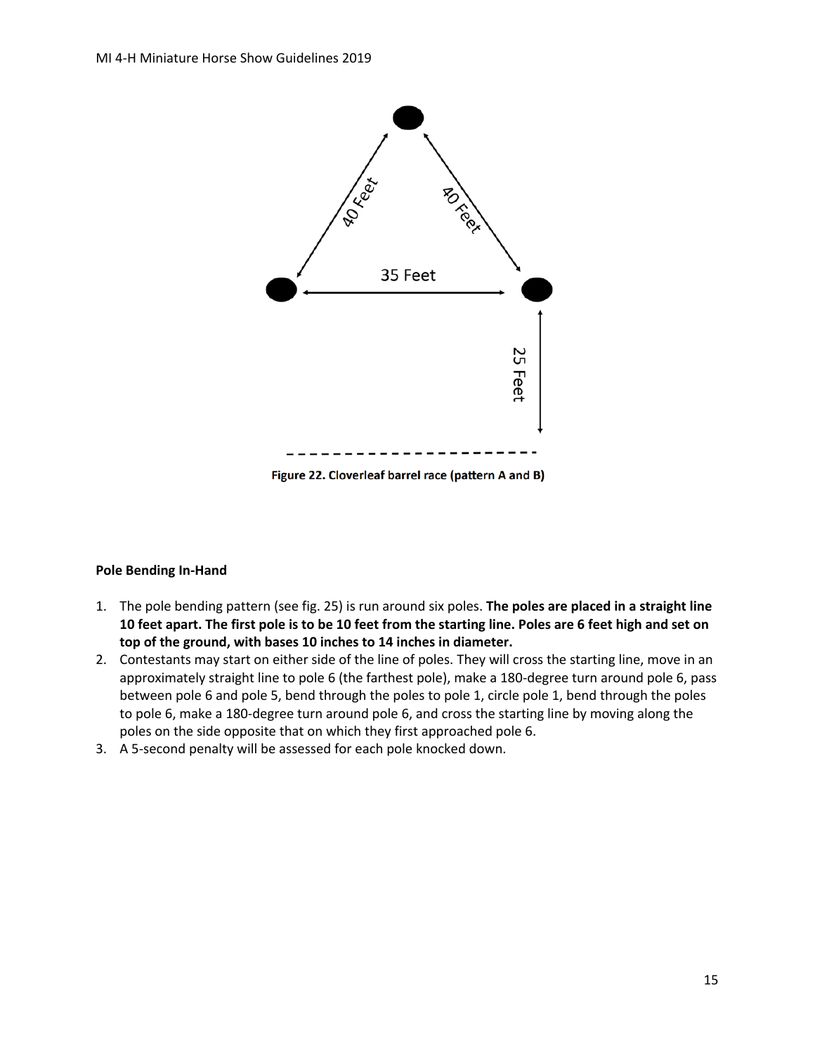40 Feet

40 Feet

35 Feet

25 Feet

**Figure 22. Cloverleaf barrel race (pattern A and B)**

**Pole Bending In-Hand**

1. The pole bending pattern (see fig. 25) is run around six poles. **The poles are placed in a straight line 10 feet apart. The first pole is to be 10 feet from the starting line. Poles are 6 feet high and set on top of the ground, with bases 10 inches to 14 inches in diameter.**
2. Contestants may start on either side of the line of poles. They will cross the starting line, move in an approximately straight line to pole 6 (the farthest pole), make a 180-degree turn around pole 6, pass between pole 6 and pole 5, bend through the poles to pole 1, circle pole 1, bend through the poles to pole 6, make a 180-degree turn around pole 6, and cross the starting line by moving along the poles on the side opposite that on which they first approached pole 6.
3. A 5-second penalty will be assessed for each pole knocked down.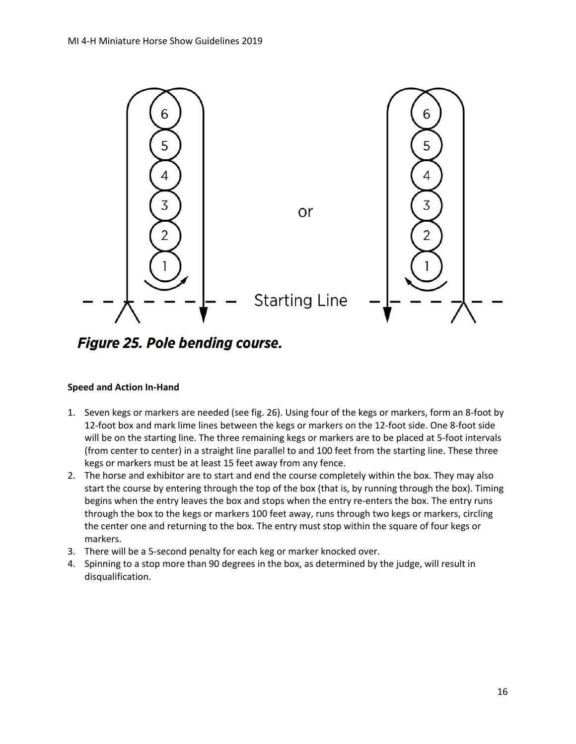Figure 25. Pole bending course.

**Speed and Action In-Hand**

1. Seven kegs or markers are needed (see fig. 26). Using four of the kegs or markers, form an 8-foot by 12-foot box and mark lime lines between the kegs or markers on the 12-foot side. One 8-foot side will be on the starting line. The three remaining kegs or markers are to be placed at 5-foot intervals (from center to center) in a straight line parallel to and 100 feet from the starting line. These three kegs or markers must be at least 15 feet away from any fence.
2. The horse and exhibitor are to start and end the course completely within the box. They may also start the course by entering through the top of the box (that is, by running through the box). Timing begins when the entry leaves the box and stops when the entry re-enters the box. The entry runs through the box to the kegs or markers 100 feet away, runs through two kegs or markers, circling the center one and returning to the box. The entry must stop within the square of four kegs or markers.
3. There will be a 5-second penalty for each keg or marker knocked over.
4. Spinning to a stop more than 90 degrees in the box, as determined by the judge, will result in disqualification.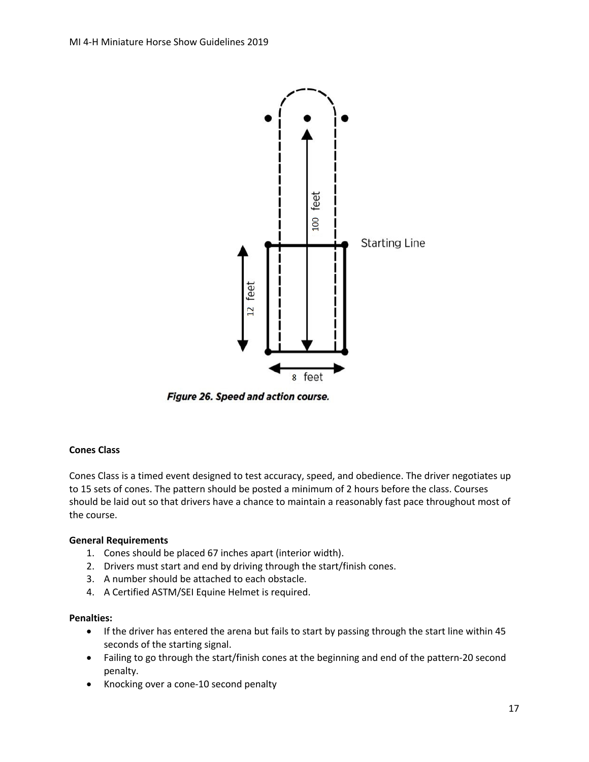Figure 26. Speed and action course.

**Cones Class**

Cones Class is a timed event designed to test accuracy, speed, and obedience. The driver negotiates up to 15 sets of cones. The pattern should be posted a minimum of 2 hours before the class. Courses should be laid out so that drivers have a chance to maintain a reasonably fast pace throughout most of the course.

**General Requirements**

1. Cones should be placed 67 inches apart (interior width).
2. Drivers must start and end by driving through the start/finish cones.
3. A number should be attached to each obstacle.
4. A Certified ASTM/SEI Equine Helmet is required.

**Penalties:**

- If the driver has entered the arena but fails to start by passing through the start line within 45 seconds of the starting signal.
- Failing to go through the start/finish cones at the beginning and end of the pattern-20 second penalty.
- Knocking over a cone-10 second penalty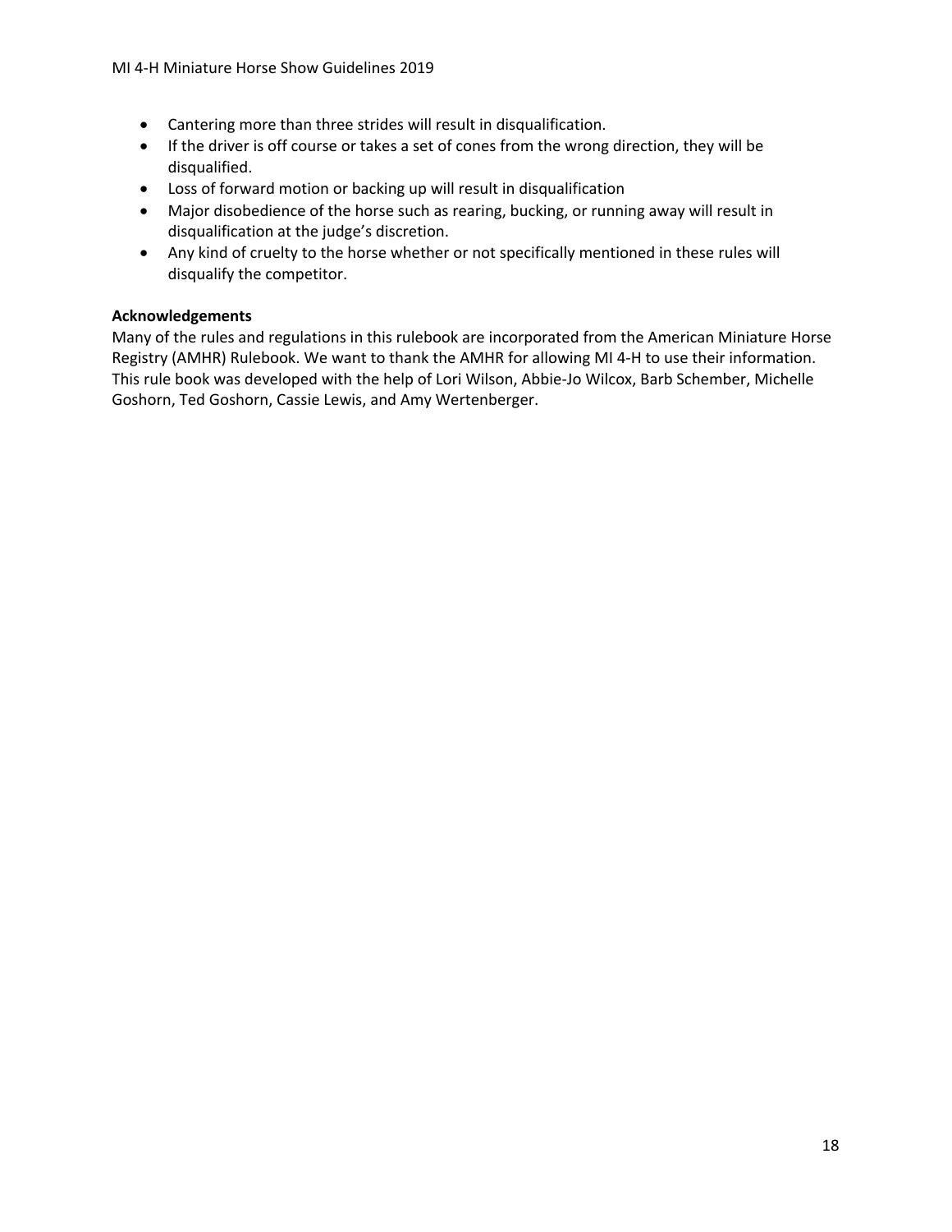- Cantering more than three strides will result in disqualification.
- If the driver is off course or takes a set of cones from the wrong direction, they will be disqualified.
- Loss of forward motion or backing up will result in disqualification
- Major disobedience of the horse such as rearing, bucking, or running away will result in disqualification at the judge's discretion.
- Any kind of cruelty to the horse whether or not specifically mentioned in these rules will disqualify the competitor.

**Acknowledgements**

Many of the rules and regulations in this rulebook are incorporated from the American Miniature Horse Registry (AMHR) Rulebook. We want to thank the AMHR for allowing MI 4-H to use their information. This rule book was developed with the help of Lori Wilson, Abbie-Jo Wilcox, Barb Schember, Michelle Goshorn, Ted Goshorn, Cassie Lewis, and Amy Wertenberger.